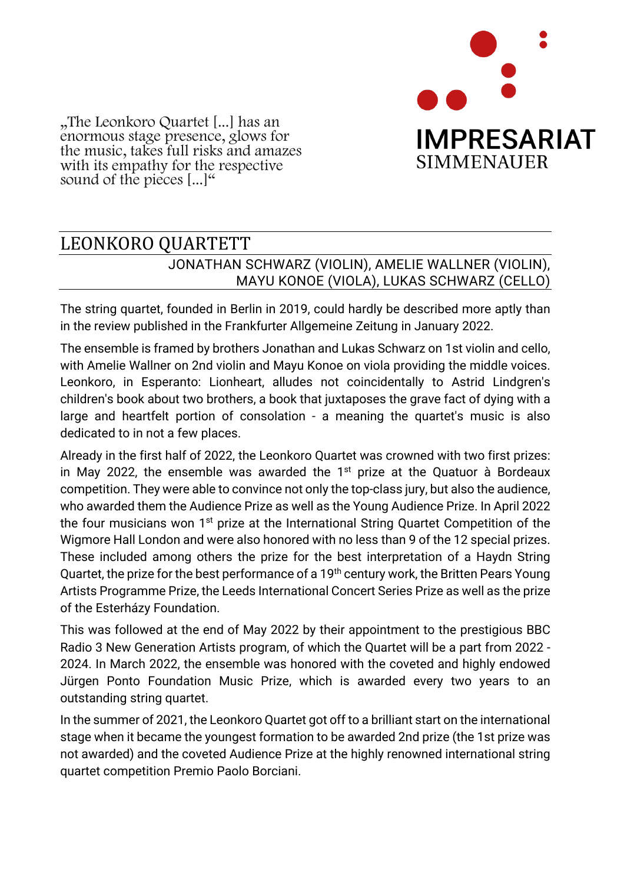„The Leonkoro Quartet [...] has an enormous stage presence, glows for the music, takes full risks and amazes with its empathy for the respective sound of the pieces [...]“

IMPRESARIAT
SIMMENAUER

# LEONKORO QUARTETT

JONATHAN SCHWARZ (VIOLIN), AMELIE WALLNER (VIOLIN), MAYU KONOE (VIOLA), LUKAS SCHWARZ (CELLO)

The string quartet, founded in Berlin in 2019, could hardly be described more aptly than in the review published in the Frankfurter Allgemeine Zeitung in January 2022.

The ensemble is framed by brothers Jonathan and Lukas Schwarz on 1st violin and cello, with Amelie Wallner on 2nd violin and Mayu Konoe on viola providing the middle voices. Leonkoro, in Esperanto: Lionheart, alludes not coincidentally to Astrid Lindgren's children's book about two brothers, a book that juxtaposes the grave fact of dying with a large and heartfelt portion of consolation - a meaning the quartet's music is also dedicated to in not a few places.

Already in the first half of 2022, the Leonkoro Quartet was crowned with two first prizes: in May 2022, the ensemble was awarded the 1st prize at the Quatuor à Bordeaux competition. They were able to convince not only the top-class jury, but also the audience, who awarded them the Audience Prize as well as the Young Audience Prize. In April 2022 the four musicians won 1st prize at the International String Quartet Competition of the Wigmore Hall London and were also honored with no less than 9 of the 12 special prizes. These included among others the prize for the best interpretation of a Haydn String Quartet, the prize for the best performance of a 19th century work, the Britten Pears Young Artists Programme Prize, the Leeds International Concert Series Prize as well as the prize of the Esterházy Foundation.

This was followed at the end of May 2022 by their appointment to the prestigious BBC Radio 3 New Generation Artists program, of which the Quartet will be a part from 2022 - 2024. In March 2022, the ensemble was honored with the coveted and highly endowed Jürgen Ponto Foundation Music Prize, which is awarded every two years to an outstanding string quartet.

In the summer of 2021, the Leonkoro Quartet got off to a brilliant start on the international stage when it became the youngest formation to be awarded 2nd prize (the 1st prize was not awarded) and the coveted Audience Prize at the highly renowned international string quartet competition Premio Paolo Borciani.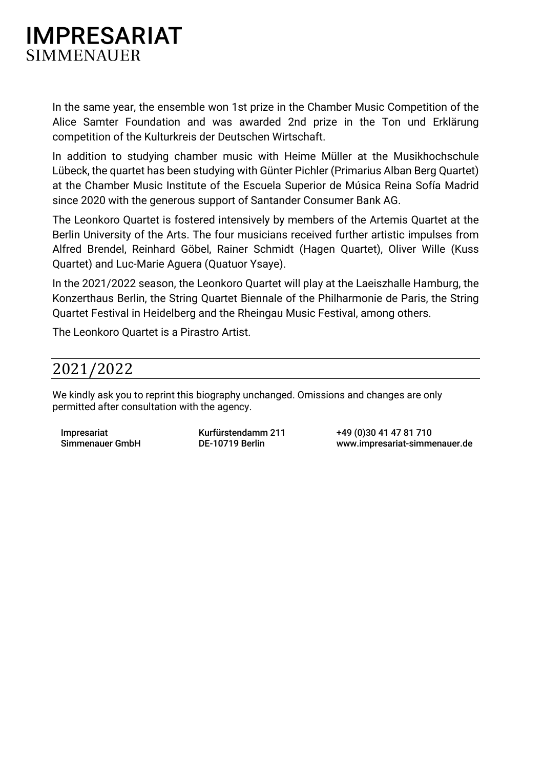In the same year, the ensemble won 1st prize in the Chamber Music Competition of the Alice Samter Foundation and was awarded 2nd prize in the Ton und Erklärung competition of the Kulturkreis der Deutschen Wirtschaft.

In addition to studying chamber music with Heime Müller at the Musikhochschule Lübeck, the quartet has been studying with Günter Pichler (Primarius Alban Berg Quartet) at the Chamber Music Institute of the Escuela Superior de Música Reina Sofía Madrid since 2020 with the generous support of Santander Consumer Bank AG.

The Leonkoro Quartet is fostered intensively by members of the Artemis Quartet at the Berlin University of the Arts. The four musicians received further artistic impulses from Alfred Brendel, Reinhard Göbel, Rainer Schmidt (Hagen Quartet), Oliver Wille (Kuss Quartet) and Luc-Marie Aguera (Quatuor Ysaye).

In the 2021/2022 season, the Leonkoro Quartet will play at the Laeiszhalle Hamburg, the Konzerthaus Berlin, the String Quartet Biennale of the Philharmonie de Paris, the String Quartet Festival in Heidelberg and the Rheingau Music Festival, among others.

The Leonkoro Quartet is a Pirastro Artist.

## 2021/2022

We kindly ask you to reprint this biography unchanged. Omissions and changes are only permitted after consultation with the agency.

Impresariat
Simmenauer GmbH

Kurfürstendamm 211
DE-10719 Berlin

+49 (0)30 41 47 81 710
www.impresariat-simmenauer.de